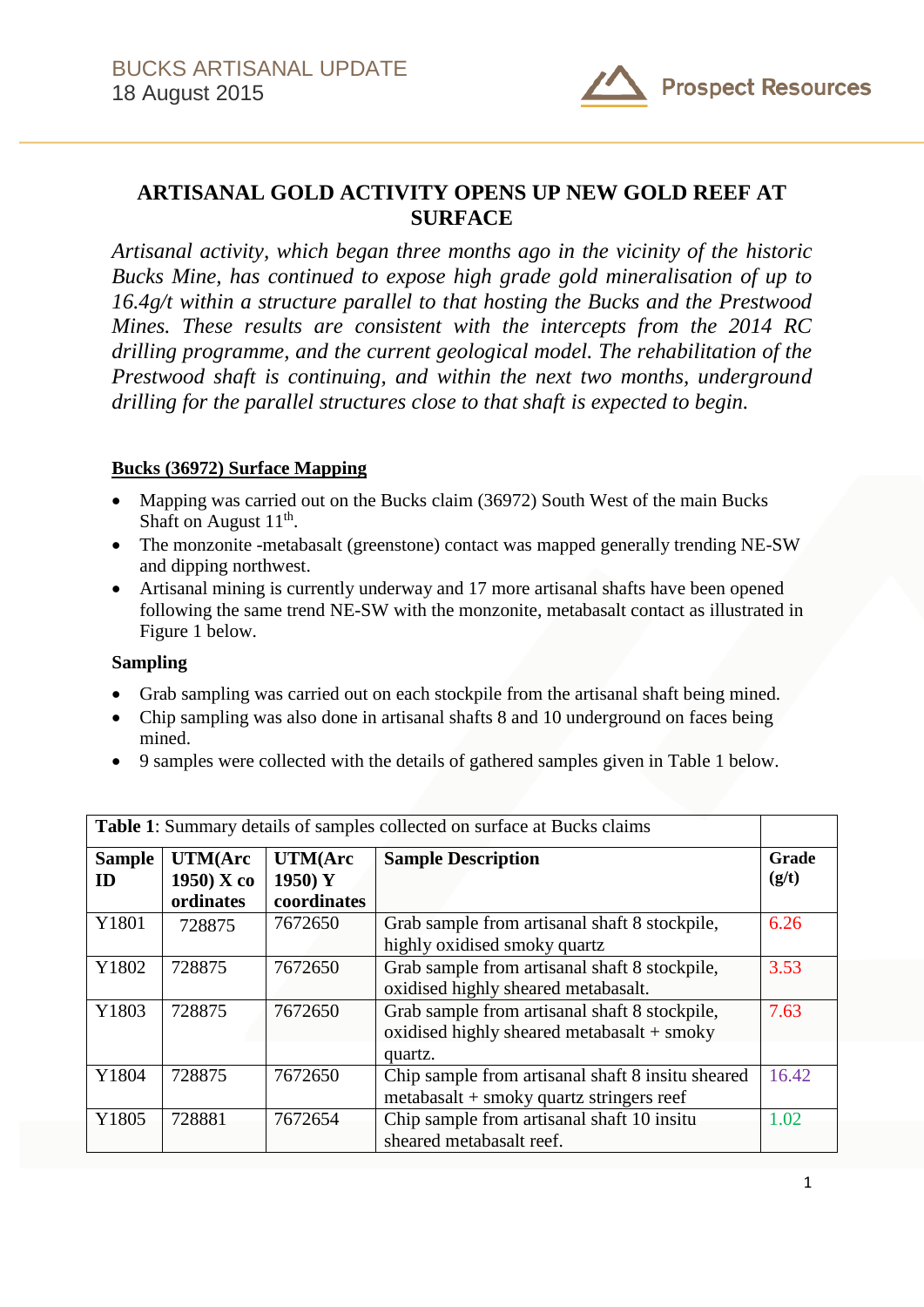BUCKS ARTISANAL UPDATE
18 August 2015

# ARTISANAL GOLD ACTIVITY OPENS UP NEW GOLD REEF AT SURFACE

*Artisanal activity, which began three months ago in the vicinity of the historic Bucks Mine, has continued to expose high grade gold mineralisation of up to 16.4g/t within a structure parallel to that hosting the Bucks and the Prestwood Mines. These results are consistent with the intercepts from the 2014 RC drilling programme, and the current geological model. The rehabilitation of the Prestwood shaft is continuing, and within the next two months, underground drilling for the parallel structures close to that shaft is expected to begin.*

## Bucks (36972) Surface Mapping

- Mapping was carried out on the Bucks claim (36972) South West of the main Bucks Shaft on August 11th.
- The monzonite -metabasalt (greenstone) contact was mapped generally trending NE-SW and dipping northwest.
- Artisanal mining is currently underway and 17 more artisanal shafts have been opened following the same trend NE-SW with the monzonite, metabasalt contact as illustrated in Figure 1 below.

### Sampling

- Grab sampling was carried out on each stockpile from the artisanal shaft being mined.
- Chip sampling was also done in artisanal shafts 8 and 10 underground on faces being mined.
- 9 samples were collected with the details of gathered samples given in Table 1 below.

**Table 1**: Summary details of samples collected on surface at Bucks claims

| Sample ID | UTM(Arc 1950) X co ordinates | UTM(Arc 1950) Y coordinates | Sample Description | Grade (g/t) |
|---|---|---|---|---|
| Y1801 | 728875 | 7672650 | Grab sample from artisanal shaft 8 stockpile, highly oxidised smoky quartz | 6.26 |
| Y1802 | 728875 | 7672650 | Grab sample from artisanal shaft 8 stockpile, oxidised highly sheared metabasalt. | 3.53 |
| Y1803 | 728875 | 7672650 | Grab sample from artisanal shaft 8 stockpile, oxidised highly sheared metabasalt + smoky quartz. | 7.63 |
| Y1804 | 728875 | 7672650 | Chip sample from artisanal shaft 8 insitu sheared metabasalt + smoky quartz stringers reef | 16.42 |
| Y1805 | 728881 | 7672654 | Chip sample from artisanal shaft 10 insitu sheared metabasalt reef. | 1.02 |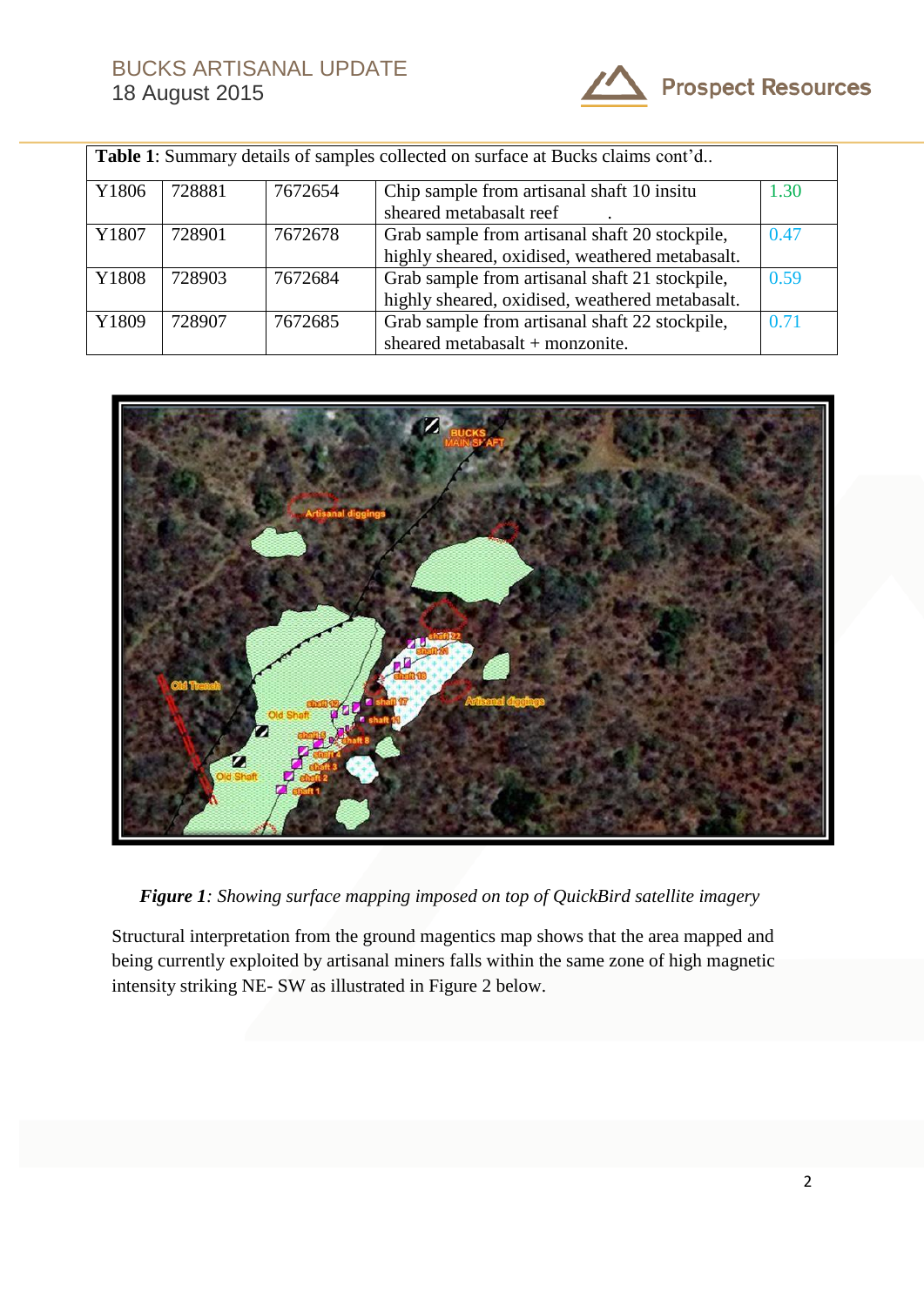| **Table 1**: Summary details of samples collected on surface at Bucks claims cont'd.. | | | | |
|---|---|---|---|---|
| Y1806 | 728881 | 7672654 | Chip sample from artisanal shaft 10 insitu sheared metabasalt reef . | 1.30 |
| Y1807 | 728901 | 7672678 | Grab sample from artisanal shaft 20 stockpile, highly sheared, oxidised, weathered metabasalt. | 0.47 |
| Y1808 | 728903 | 7672684 | Grab sample from artisanal shaft 21 stockpile, highly sheared, oxidised, weathered metabasalt. | 0.59 |
| Y1809 | 728907 | 7672685 | Grab sample from artisanal shaft 22 stockpile, sheared metabasalt + monzonite. | 0.71 |

***Figure 1****: Showing surface mapping imposed on top of QuickBird satellite imagery*

Structural interpretation from the ground magentics map shows that the area mapped and being currently exploited by artisanal miners falls within the same zone of high magnetic intensity striking NE- SW as illustrated in Figure 2 below.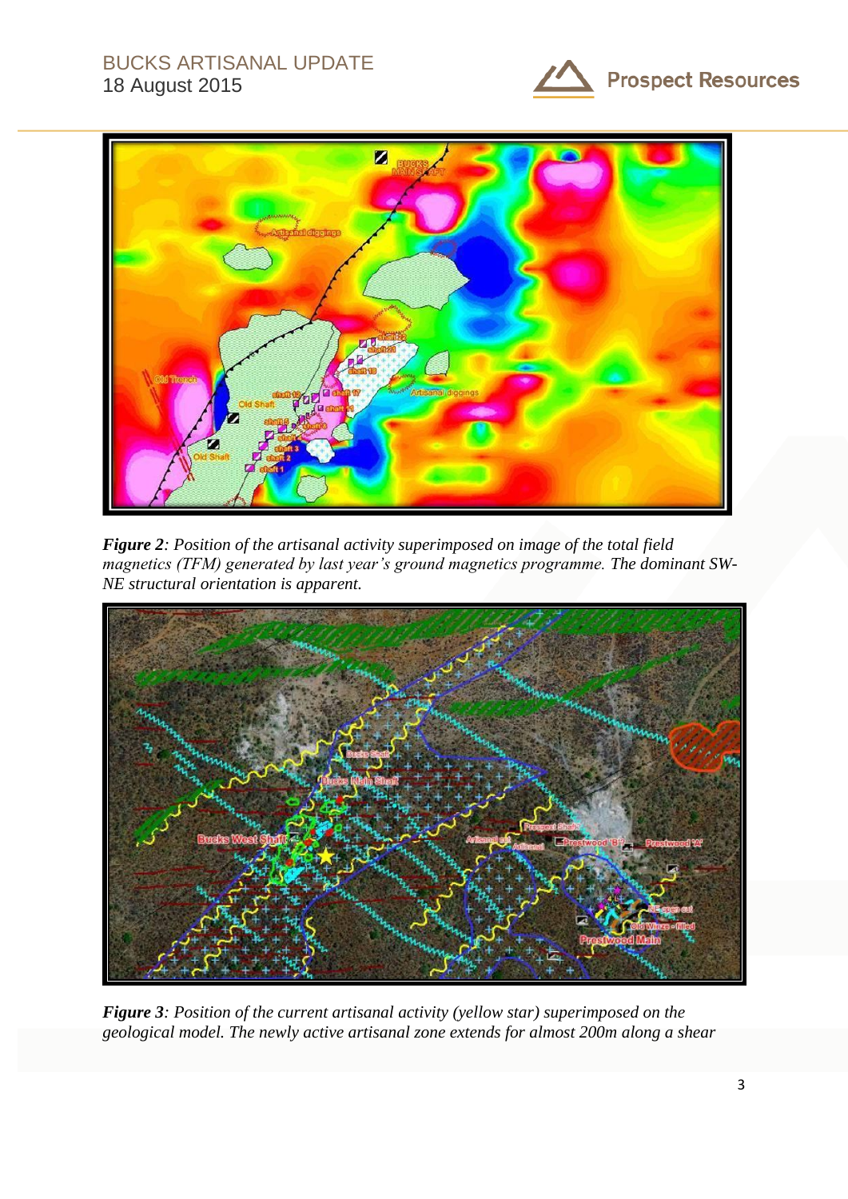***Figure 2**: Position of the artisanal activity superimposed on image of the total field magnetics (TFM) generated by last year's ground magnetics programme. The dominant SW-NE structural orientation is apparent.*

***Figure 3**: Position of the current artisanal activity (yellow star) superimposed on the geological model. The newly active artisanal zone extends for almost 200m along a shear*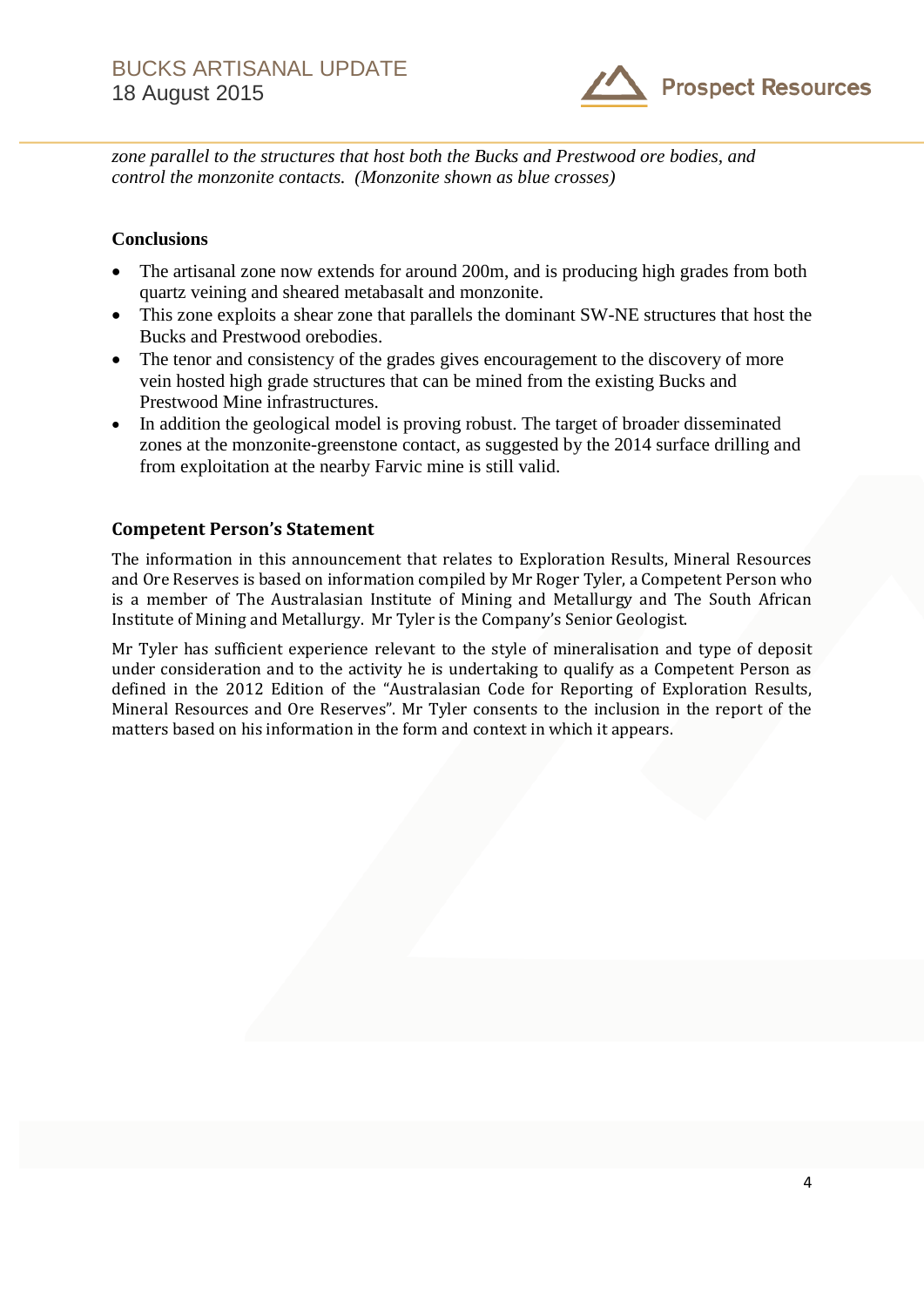*zone parallel to the structures that host both the Bucks and Prestwood ore bodies, and control the monzonite contacts. (Monzonite shown as blue crosses)*

**Conclusions**

- The artisanal zone now extends for around 200m, and is producing high grades from both quartz veining and sheared metabasalt and monzonite.
- This zone exploits a shear zone that parallels the dominant SW-NE structures that host the Bucks and Prestwood orebodies.
- The tenor and consistency of the grades gives encouragement to the discovery of more vein hosted high grade structures that can be mined from the existing Bucks and Prestwood Mine infrastructures.
- In addition the geological model is proving robust. The target of broader disseminated zones at the monzonite-greenstone contact, as suggested by the 2014 surface drilling and from exploitation at the nearby Farvic mine is still valid.

## Competent Person's Statement

The information in this announcement that relates to Exploration Results, Mineral Resources and Ore Reserves is based on information compiled by Mr Roger Tyler, a Competent Person who is a member of The Australasian Institute of Mining and Metallurgy and The South African Institute of Mining and Metallurgy. Mr Tyler is the Company's Senior Geologist.

Mr Tyler has sufficient experience relevant to the style of mineralisation and type of deposit under consideration and to the activity he is undertaking to qualify as a Competent Person as defined in the 2012 Edition of the "Australasian Code for Reporting of Exploration Results, Mineral Resources and Ore Reserves". Mr Tyler consents to the inclusion in the report of the matters based on his information in the form and context in which it appears.